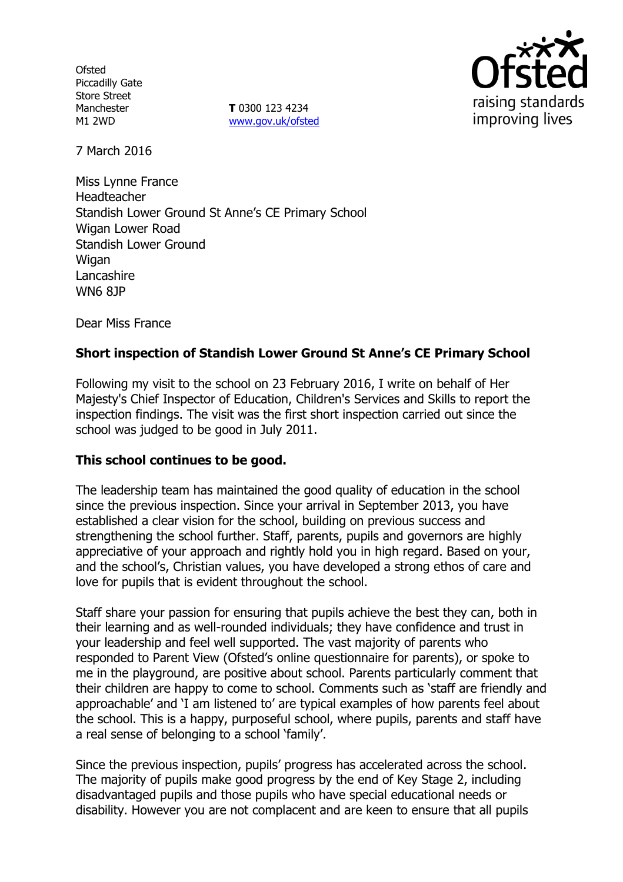Ofsted
Piccadilly Gate
Store Street
Manchester
M1 2WD

**T** 0300 123 4234
www.gov.uk/ofsted

raising standards
improving lives

7 March 2016

Miss Lynne France
Headteacher
Standish Lower Ground St Anne's CE Primary School
Wigan Lower Road
Standish Lower Ground
Wigan
Lancashire
WN6 8JP

Dear Miss France

**Short inspection of Standish Lower Ground St Anne's CE Primary School**

Following my visit to the school on 23 February 2016, I write on behalf of Her Majesty's Chief Inspector of Education, Children's Services and Skills to report the inspection findings. The visit was the first short inspection carried out since the school was judged to be good in July 2011.

**This school continues to be good.**

The leadership team has maintained the good quality of education in the school since the previous inspection. Since your arrival in September 2013, you have established a clear vision for the school, building on previous success and strengthening the school further. Staff, parents, pupils and governors are highly appreciative of your approach and rightly hold you in high regard. Based on your, and the school's, Christian values, you have developed a strong ethos of care and love for pupils that is evident throughout the school.

Staff share your passion for ensuring that pupils achieve the best they can, both in their learning and as well-rounded individuals; they have confidence and trust in your leadership and feel well supported. The vast majority of parents who responded to Parent View (Ofsted's online questionnaire for parents), or spoke to me in the playground, are positive about school. Parents particularly comment that their children are happy to come to school. Comments such as 'staff are friendly and approachable' and 'I am listened to' are typical examples of how parents feel about the school. This is a happy, purposeful school, where pupils, parents and staff have a real sense of belonging to a school 'family'.

Since the previous inspection, pupils' progress has accelerated across the school. The majority of pupils make good progress by the end of Key Stage 2, including disadvantaged pupils and those pupils who have special educational needs or disability. However you are not complacent and are keen to ensure that all pupils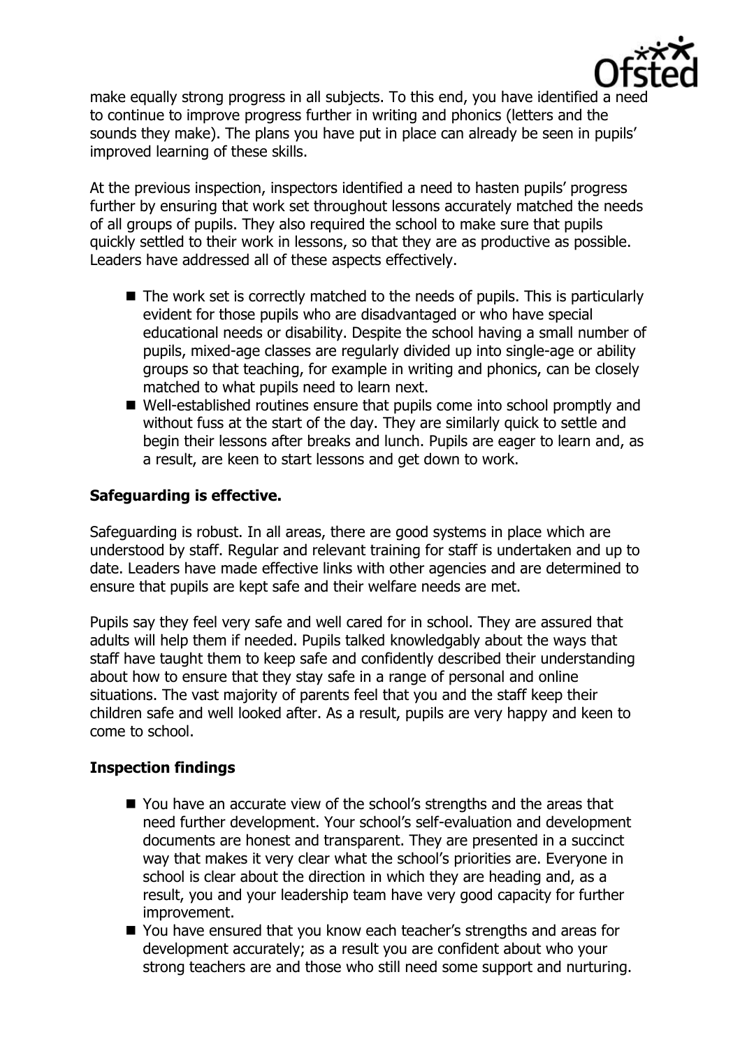make equally strong progress in all subjects. To this end, you have identified a need to continue to improve progress further in writing and phonics (letters and the sounds they make). The plans you have put in place can already be seen in pupils' improved learning of these skills.

At the previous inspection, inspectors identified a need to hasten pupils' progress further by ensuring that work set throughout lessons accurately matched the needs of all groups of pupils. They also required the school to make sure that pupils quickly settled to their work in lessons, so that they are as productive as possible. Leaders have addressed all of these aspects effectively.

- The work set is correctly matched to the needs of pupils. This is particularly evident for those pupils who are disadvantaged or who have special educational needs or disability. Despite the school having a small number of pupils, mixed-age classes are regularly divided up into single-age or ability groups so that teaching, for example in writing and phonics, can be closely matched to what pupils need to learn next.
- Well-established routines ensure that pupils come into school promptly and without fuss at the start of the day. They are similarly quick to settle and begin their lessons after breaks and lunch. Pupils are eager to learn and, as a result, are keen to start lessons and get down to work.

## Safeguarding is effective.

Safeguarding is robust. In all areas, there are good systems in place which are understood by staff. Regular and relevant training for staff is undertaken and up to date. Leaders have made effective links with other agencies and are determined to ensure that pupils are kept safe and their welfare needs are met.

Pupils say they feel very safe and well cared for in school. They are assured that adults will help them if needed. Pupils talked knowledgably about the ways that staff have taught them to keep safe and confidently described their understanding about how to ensure that they stay safe in a range of personal and online situations. The vast majority of parents feel that you and the staff keep their children safe and well looked after. As a result, pupils are very happy and keen to come to school.

## Inspection findings

- You have an accurate view of the school's strengths and the areas that need further development. Your school's self-evaluation and development documents are honest and transparent. They are presented in a succinct way that makes it very clear what the school's priorities are. Everyone in school is clear about the direction in which they are heading and, as a result, you and your leadership team have very good capacity for further improvement.
- You have ensured that you know each teacher's strengths and areas for development accurately; as a result you are confident about who your strong teachers are and those who still need some support and nurturing.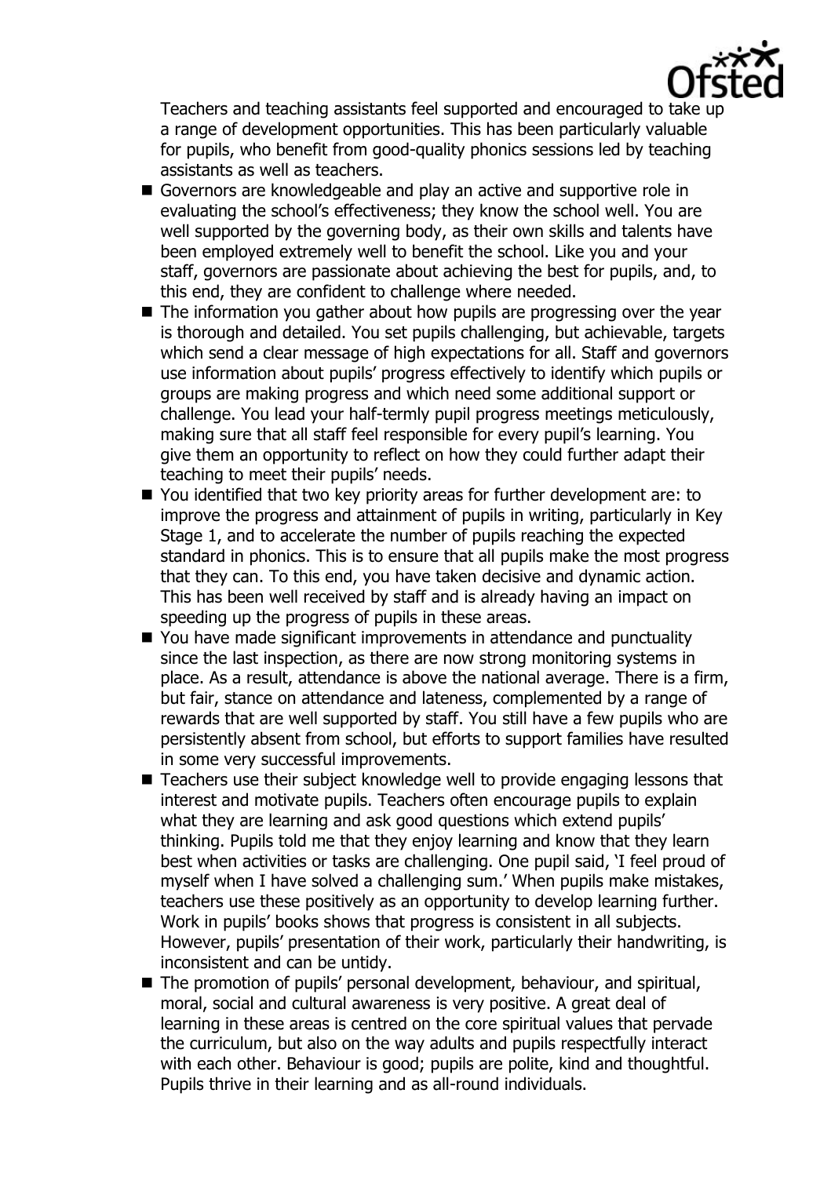Teachers and teaching assistants feel supported and encouraged to take up a range of development opportunities. This has been particularly valuable for pupils, who benefit from good-quality phonics sessions led by teaching assistants as well as teachers.

- Governors are knowledgeable and play an active and supportive role in evaluating the school's effectiveness; they know the school well. You are well supported by the governing body, as their own skills and talents have been employed extremely well to benefit the school. Like you and your staff, governors are passionate about achieving the best for pupils, and, to this end, they are confident to challenge where needed.
- The information you gather about how pupils are progressing over the year is thorough and detailed. You set pupils challenging, but achievable, targets which send a clear message of high expectations for all. Staff and governors use information about pupils' progress effectively to identify which pupils or groups are making progress and which need some additional support or challenge. You lead your half-termly pupil progress meetings meticulously, making sure that all staff feel responsible for every pupil's learning. You give them an opportunity to reflect on how they could further adapt their teaching to meet their pupils' needs.
- You identified that two key priority areas for further development are: to improve the progress and attainment of pupils in writing, particularly in Key Stage 1, and to accelerate the number of pupils reaching the expected standard in phonics. This is to ensure that all pupils make the most progress that they can. To this end, you have taken decisive and dynamic action. This has been well received by staff and is already having an impact on speeding up the progress of pupils in these areas.
- You have made significant improvements in attendance and punctuality since the last inspection, as there are now strong monitoring systems in place. As a result, attendance is above the national average. There is a firm, but fair, stance on attendance and lateness, complemented by a range of rewards that are well supported by staff. You still have a few pupils who are persistently absent from school, but efforts to support families have resulted in some very successful improvements.
- Teachers use their subject knowledge well to provide engaging lessons that interest and motivate pupils. Teachers often encourage pupils to explain what they are learning and ask good questions which extend pupils' thinking. Pupils told me that they enjoy learning and know that they learn best when activities or tasks are challenging. One pupil said, 'I feel proud of myself when I have solved a challenging sum.' When pupils make mistakes, teachers use these positively as an opportunity to develop learning further. Work in pupils' books shows that progress is consistent in all subjects. However, pupils' presentation of their work, particularly their handwriting, is inconsistent and can be untidy.
- The promotion of pupils' personal development, behaviour, and spiritual, moral, social and cultural awareness is very positive. A great deal of learning in these areas is centred on the core spiritual values that pervade the curriculum, but also on the way adults and pupils respectfully interact with each other. Behaviour is good; pupils are polite, kind and thoughtful. Pupils thrive in their learning and as all-round individuals.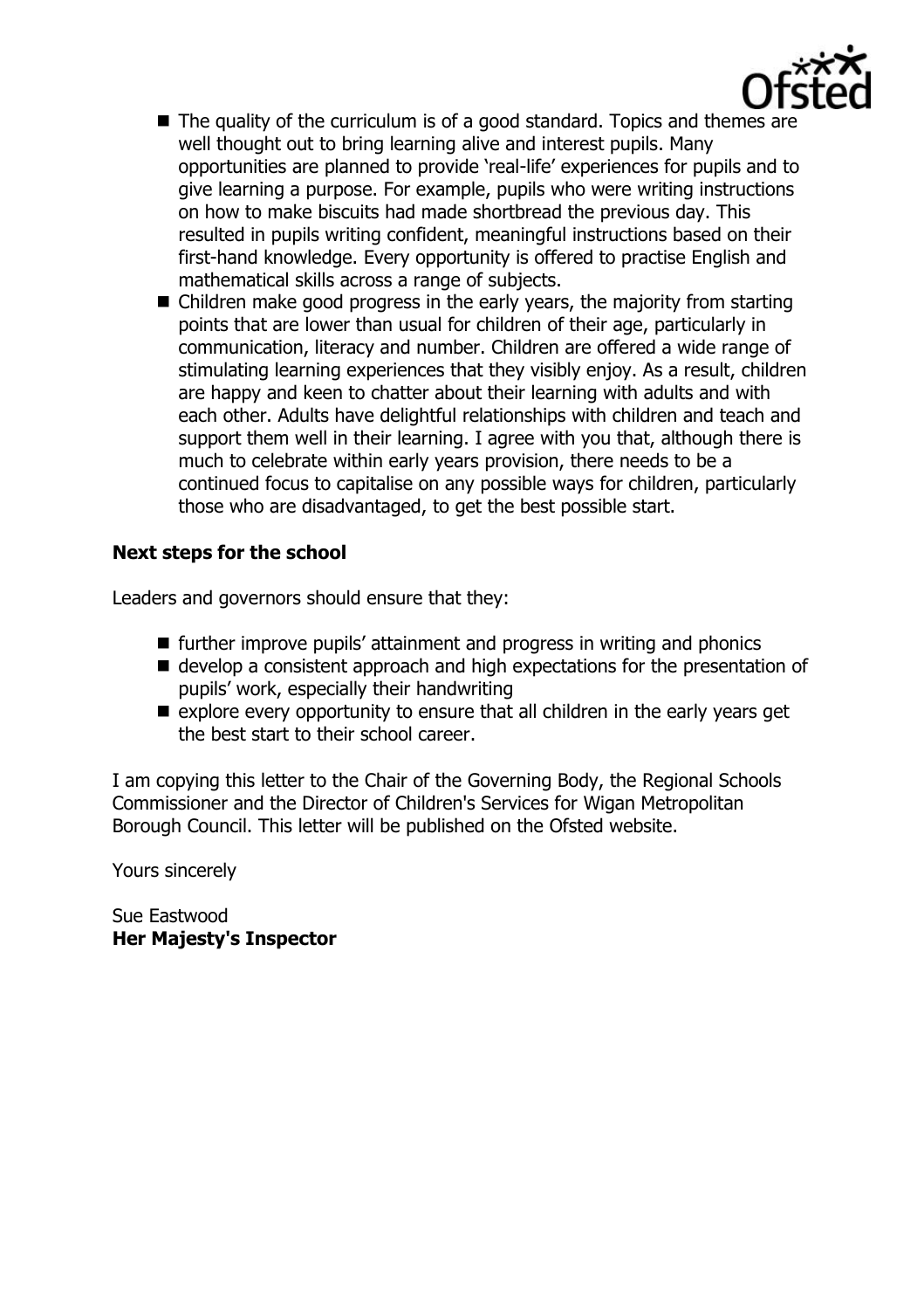- The quality of the curriculum is of a good standard. Topics and themes are well thought out to bring learning alive and interest pupils. Many opportunities are planned to provide 'real-life' experiences for pupils and to give learning a purpose. For example, pupils who were writing instructions on how to make biscuits had made shortbread the previous day. This resulted in pupils writing confident, meaningful instructions based on their first-hand knowledge. Every opportunity is offered to practise English and mathematical skills across a range of subjects.
- Children make good progress in the early years, the majority from starting points that are lower than usual for children of their age, particularly in communication, literacy and number. Children are offered a wide range of stimulating learning experiences that they visibly enjoy. As a result, children are happy and keen to chatter about their learning with adults and with each other. Adults have delightful relationships with children and teach and support them well in their learning. I agree with you that, although there is much to celebrate within early years provision, there needs to be a continued focus to capitalise on any possible ways for children, particularly those who are disadvantaged, to get the best possible start.

## Next steps for the school

Leaders and governors should ensure that they:

- further improve pupils' attainment and progress in writing and phonics
- develop a consistent approach and high expectations for the presentation of pupils' work, especially their handwriting
- explore every opportunity to ensure that all children in the early years get the best start to their school career.

I am copying this letter to the Chair of the Governing Body, the Regional Schools Commissioner and the Director of Children's Services for Wigan Metropolitan Borough Council. This letter will be published on the Ofsted website.

Yours sincerely

Sue Eastwood
**Her Majesty's Inspector**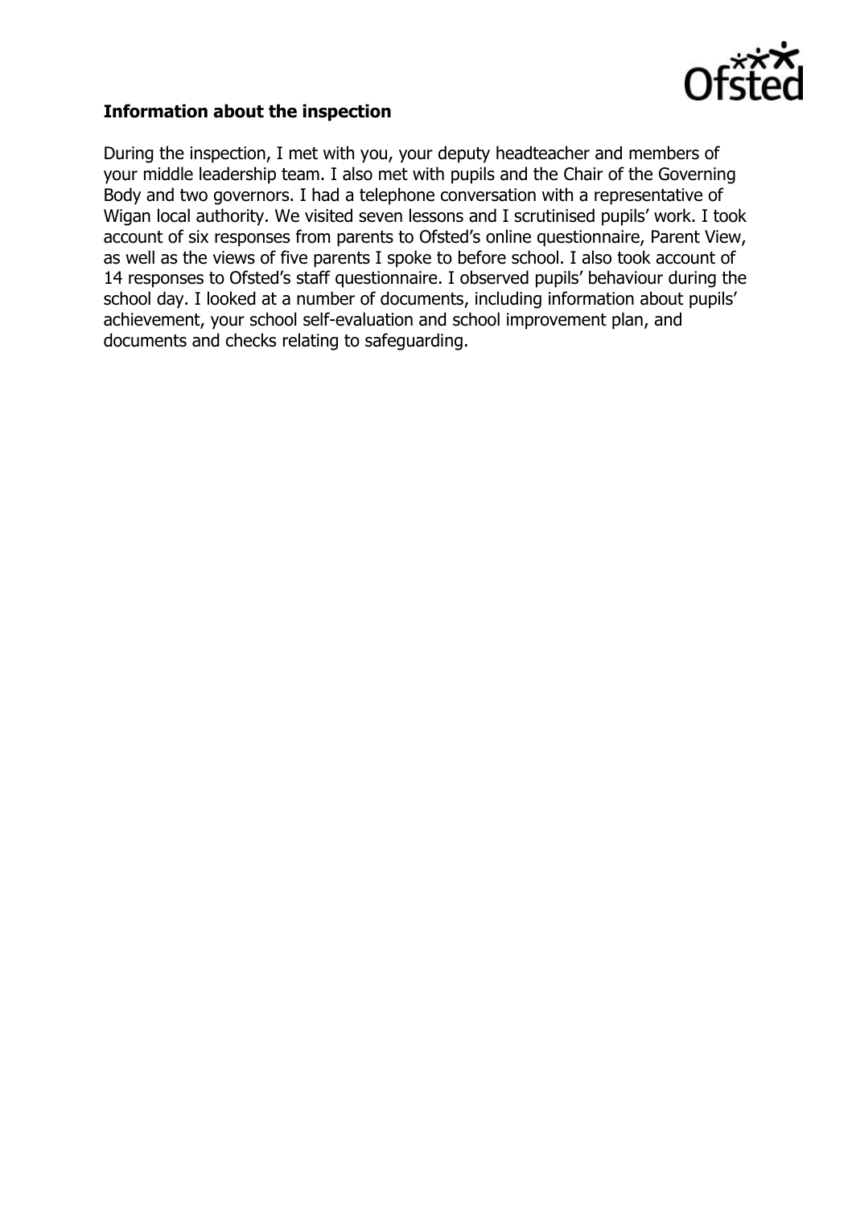**Information about the inspection**

During the inspection, I met with you, your deputy headteacher and members of your middle leadership team. I also met with pupils and the Chair of the Governing Body and two governors. I had a telephone conversation with a representative of Wigan local authority. We visited seven lessons and I scrutinised pupils' work. I took account of six responses from parents to Ofsted's online questionnaire, Parent View, as well as the views of five parents I spoke to before school. I also took account of 14 responses to Ofsted's staff questionnaire. I observed pupils' behaviour during the school day. I looked at a number of documents, including information about pupils' achievement, your school self-evaluation and school improvement plan, and documents and checks relating to safeguarding.